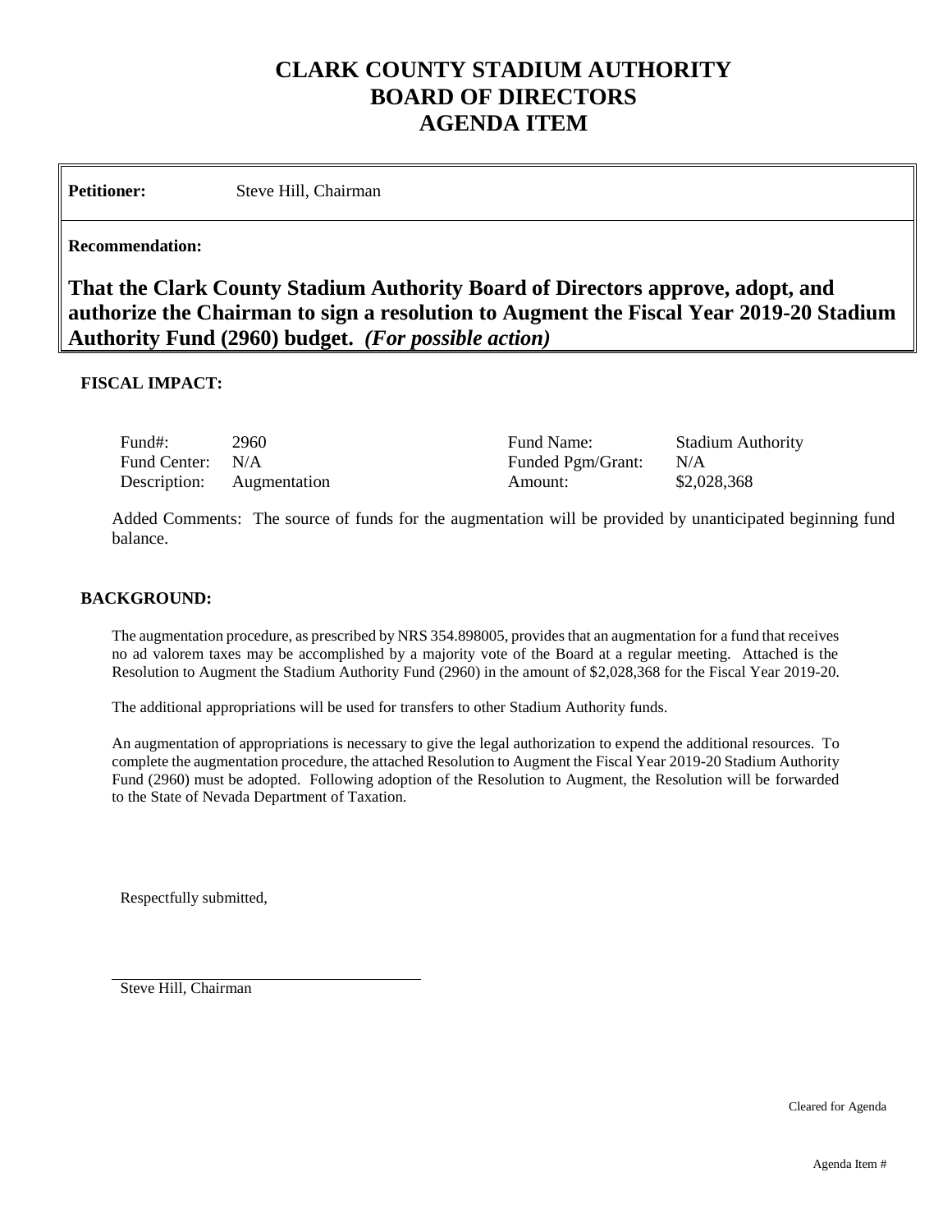# CLARK COUNTY STADIUM AUTHORITY
# BOARD OF DIRECTORS
# AGENDA ITEM

**Petitioner:** Steve Hill, Chairman

**Recommendation:**

**That the Clark County Stadium Authority Board of Directors approve, adopt, and authorize the Chairman to sign a resolution to Augment the Fiscal Year 2019-20 Stadium Authority Fund (2960) budget. *(For possible action)***

**FISCAL IMPACT:**

| | | | |
|---|---|---|---|
| Fund#: | 2960 | Fund Name: | Stadium Authority |
| Fund Center: | N/A | Funded Pgm/Grant: | N/A |
| Description: | Augmentation | Amount: | $2,028,368 |

Added Comments: The source of funds for the augmentation will be provided by unanticipated beginning fund balance.

**BACKGROUND:**

The augmentation procedure, as prescribed by NRS 354.898005, provides that an augmentation for a fund that receives no ad valorem taxes may be accomplished by a majority vote of the Board at a regular meeting. Attached is the Resolution to Augment the Stadium Authority Fund (2960) in the amount of $2,028,368 for the Fiscal Year 2019-20.

The additional appropriations will be used for transfers to other Stadium Authority funds.

An augmentation of appropriations is necessary to give the legal authorization to expend the additional resources. To complete the augmentation procedure, the attached Resolution to Augment the Fiscal Year 2019-20 Stadium Authority Fund (2960) must be adopted. Following adoption of the Resolution to Augment, the Resolution will be forwarded to the State of Nevada Department of Taxation.

Respectfully submitted,

Steve Hill, Chairman

Cleared for Agenda

Agenda Item #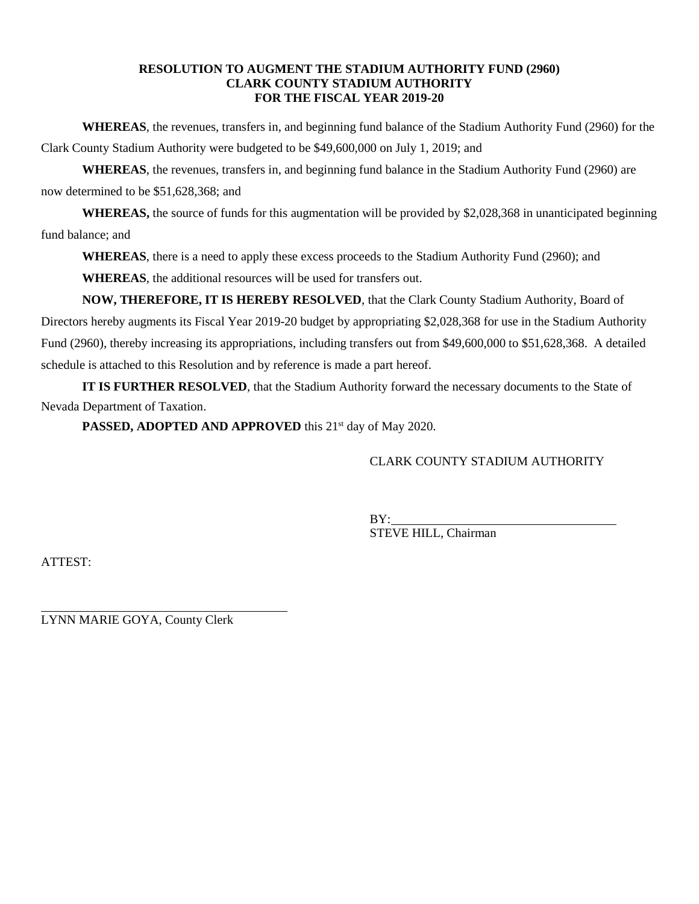**RESOLUTION TO AUGMENT THE STADIUM AUTHORITY FUND (2960)**
**CLARK COUNTY STADIUM AUTHORITY**
**FOR THE FISCAL YEAR 2019-20**

**WHEREAS**, the revenues, transfers in, and beginning fund balance of the Stadium Authority Fund (2960) for the Clark County Stadium Authority were budgeted to be $49,600,000 on July 1, 2019; and

**WHEREAS**, the revenues, transfers in, and beginning fund balance in the Stadium Authority Fund (2960) are now determined to be $51,628,368; and

**WHEREAS,** the source of funds for this augmentation will be provided by $2,028,368 in unanticipated beginning fund balance; and

**WHEREAS**, there is a need to apply these excess proceeds to the Stadium Authority Fund (2960); and

**WHEREAS**, the additional resources will be used for transfers out.

**NOW, THEREFORE, IT IS HEREBY RESOLVED**, that the Clark County Stadium Authority, Board of Directors hereby augments its Fiscal Year 2019-20 budget by appropriating $2,028,368 for use in the Stadium Authority Fund (2960), thereby increasing its appropriations, including transfers out from $49,600,000 to $51,628,368. A detailed schedule is attached to this Resolution and by reference is made a part hereof.

**IT IS FURTHER RESOLVED**, that the Stadium Authority forward the necessary documents to the State of Nevada Department of Taxation.

**PASSED, ADOPTED AND APPROVED** this 21st day of May 2020.

CLARK COUNTY STADIUM AUTHORITY

BY:\_\_\_\_\_\_\_\_\_\_\_\_\_\_\_\_\_\_\_\_\_\_\_\_\_\_\_\_\_\_\_\_\_\_\_\_
STEVE HILL, Chairman

ATTEST:

\_\_\_\_\_\_\_\_\_\_\_\_\_\_\_\_\_\_\_\_\_\_\_\_\_\_\_\_\_\_\_\_\_\_\_\_\_\_
LYNN MARIE GOYA, County Clerk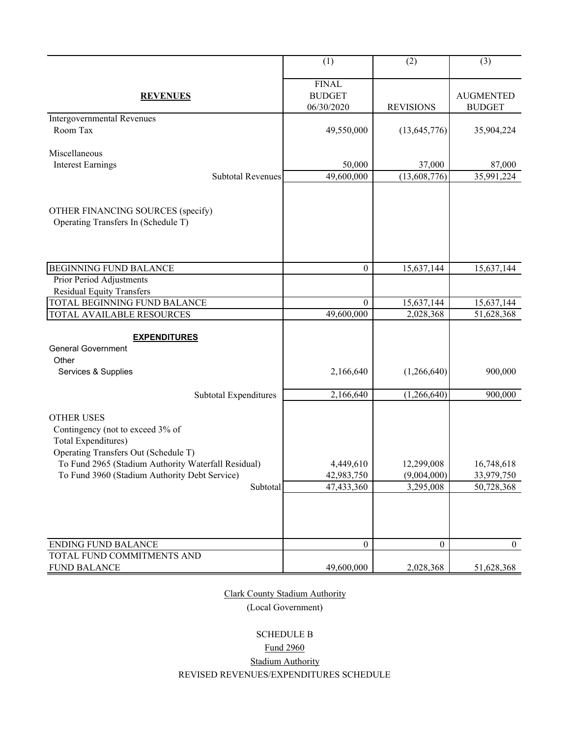| | (1) | (2) | (3) |
|---|---|---|---|
| **REVENUES** | FINAL BUDGET 06/30/2020 | REVISIONS | AUGMENTED BUDGET |
| Intergovernmental Revenues | | | |
| Room Tax | 49,550,000 | (13,645,776) | 35,904,224 |
| Miscellaneous | | | |
| Interest Earnings | 50,000 | 37,000 | 87,000 |
| Subtotal Revenues | 49,600,000 | (13,608,776) | 35,991,224 |
| OTHER FINANCING SOURCES (specify) | | | |
| Operating Transfers In (Schedule T) | | | |
| BEGINNING FUND BALANCE | 0 | 15,637,144 | 15,637,144 |
| Prior Period Adjustments | | | |
| Residual Equity Transfers | | | |
| TOTAL BEGINNING FUND BALANCE | 0 | 15,637,144 | 15,637,144 |
| TOTAL AVAILABLE RESOURCES | 49,600,000 | 2,028,368 | 51,628,368 |
| **EXPENDITURES** | | | |
| General Government | | | |
| Other | | | |
| Services & Supplies | 2,166,640 | (1,266,640) | 900,000 |
| Subtotal Expenditures | 2,166,640 | (1,266,640) | 900,000 |
| OTHER USES | | | |
| Contingency (not to exceed 3% of Total Expenditures) | | | |
| Operating Transfers Out (Schedule T) | | | |
| To Fund 2965 (Stadium Authority Waterfall Residual) | 4,449,610 | 12,299,008 | 16,748,618 |
| To Fund 3960 (Stadium Authority Debt Service) | 42,983,750 | (9,004,000) | 33,979,750 |
| Subtotal | 47,433,360 | 3,295,008 | 50,728,368 |
| ENDING FUND BALANCE | 0 | 0 | 0 |
| TOTAL FUND COMMITMENTS AND FUND BALANCE | 49,600,000 | 2,028,368 | 51,628,368 |

Clark County Stadium Authority

(Local Government)

SCHEDULE B

Fund 2960

Stadium Authority

REVISED REVENUES/EXPENDITURES SCHEDULE